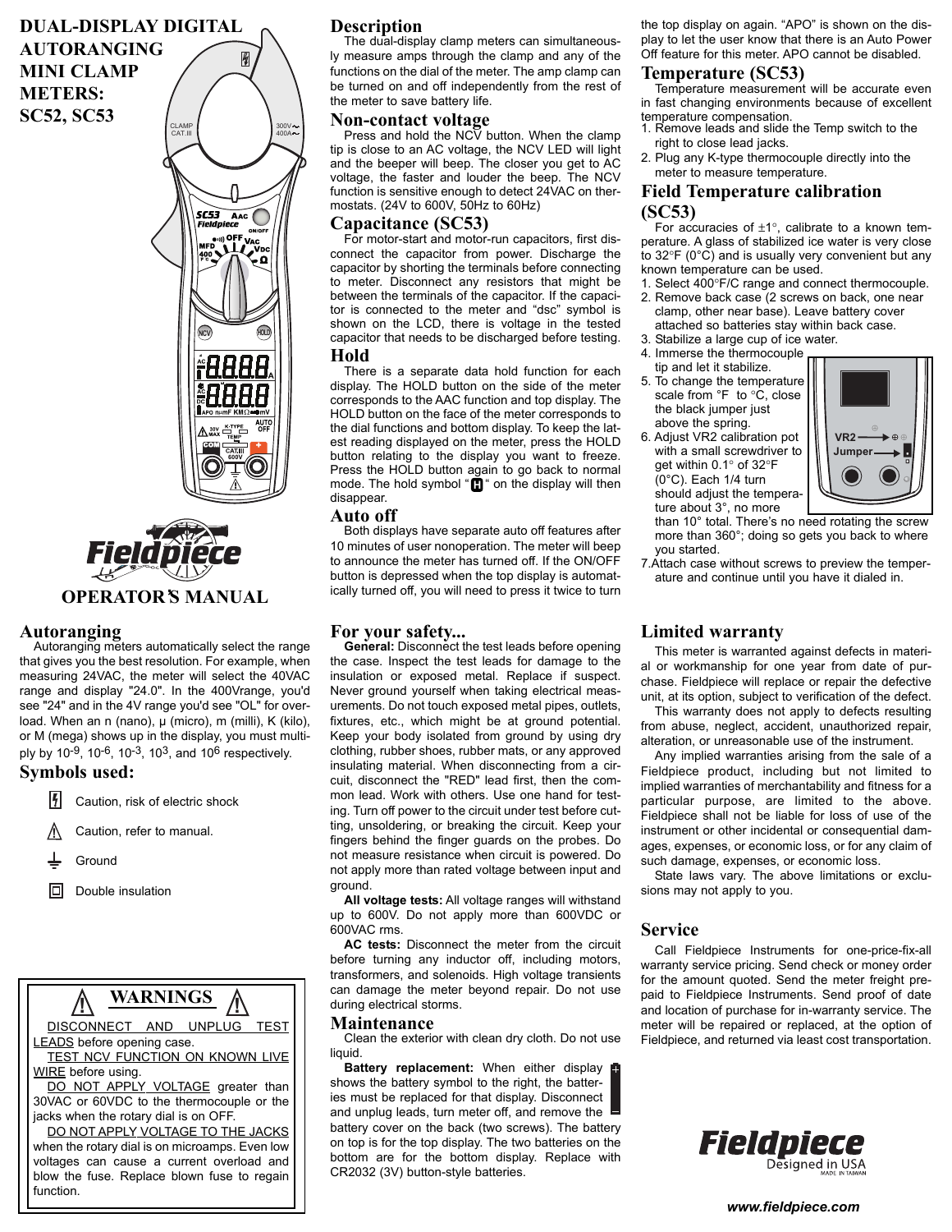# DUAL-DISPLAY DIGITAL AUTORANGING MINI CLAMP METERS: SC52, SC53

**OPERATOR'S MANUAL**

## Autoranging

Autoranging meters automatically select the range that gives you the best resolution. For example, when measuring 24VAC, the meter will select the 40VAC range and display "24.0". In the 400Vrange, you'd see "24" and in the 4V range you'd see "OL" for overload. When an n (nano), µ (micro), m (milli), K (kilo), or M (mega) shows up in the display, you must multiply by $10^{-9}$, $10^{-6}$, $10^{-3}$, $10^{3}$, and $10^{6}$ respectively.

## Symbols used:

- Caution, risk of electric shock
- Caution, refer to manual.
- Ground
- Double insulation

## WARNINGS

DISCONNECT AND UNPLUG TEST LEADS before opening case.

TEST NCV FUNCTION ON KNOWN LIVE WIRE before using.

DO NOT APPLY VOLTAGE greater than 30VAC or 60VDC to the thermocouple or the jacks when the rotary dial is on OFF.

DO NOT APPLY VOLTAGE TO THE JACKS when the rotary dial is on microamps. Even low voltages can cause a current overload and blow the fuse. Replace blown fuse to regain function.

## Description

The dual-display clamp meters can simultaneously measure amps through the clamp and any of the functions on the dial of the meter. The amp clamp can be turned on and off independently from the rest of the meter to save battery life.

## Non-contact voltage

Press and hold the NCV button. When the clamp tip is close to an AC voltage, the NCV LED will light and the beeper will beep. The closer you get to AC voltage, the faster and louder the beep. The NCV function is sensitive enough to detect 24VAC on thermostats. (24V to 600V, 50Hz to 60Hz)

## Capacitance (SC53)

For motor-start and motor-run capacitors, first disconnect the capacitor from power. Discharge the capacitor by shorting the terminals before connecting to meter. Disconnect any resistors that might be between the terminals of the capacitor. If the capacitor is connected to the meter and "dsc" symbol is shown on the LCD, there is voltage in the tested capacitor that needs to be discharged before testing.

## Hold

There is a separate data hold function for each display. The HOLD button on the side of the meter corresponds to the AAC function and top display. The HOLD button on the face of the meter corresponds to the dial functions and bottom display. To keep the latest reading displayed on the meter, press the HOLD button relating to the display you want to freeze. Press the HOLD button again to go back to normal mode. The hold symbol "H" on the display will then disappear.

## Auto off

Both displays have separate auto off features after 10 minutes of user nonoperation. The meter will beep to announce the meter has turned off. If the ON/OFF button is depressed when the top display is automatically turned off, you will need to press it twice to turn the top display on again. "APO" is shown on the display to let the user know that there is an Auto Power Off feature for this meter. APO cannot be disabled.

## Temperature (SC53)

Temperature measurement will be accurate even in fast changing environments because of excellent temperature compensation.

1. Remove leads and slide the Temp switch to the right to close lead jacks.
2. Plug any K-type thermocouple directly into the meter to measure temperature.

## Field Temperature calibration (SC53)

For accuracies of ±1°, calibrate to a known temperature. A glass of stabilized ice water is very close to 32°F (0°C) and is usually very convenient but any known temperature can be used.

1. Select 400°F/C range and connect thermocouple.
2. Remove back case (2 screws on back, one near clamp, other near base). Leave battery cover attached so batteries stay within back case.
3. Stabilize a large cup of ice water.
4. Immerse the thermocouple tip and let it stabilize.
5. To change the temperature scale from °F to °C, close the black jumper just above the spring.
6. Adjust VR2 calibration pot with a small screwdriver to get within 0.1° of 32°F (0°C). Each 1/4 turn should adjust the temperature about 3°, no more than 10° total. There's no need rotating the screw more than 360°; doing so gets you back to where you started.
7. Attach case without screws to preview the temperature and continue until you have it dialed in.

## For your safety...

**General:** Disconnect the test leads before opening the case. Inspect the test leads for damage to the insulation or exposed metal. Replace if suspect. Never ground yourself when taking electrical measurements. Do not touch exposed metal pipes, outlets, fixtures, etc., which might be at ground potential. Keep your body isolated from ground by using dry clothing, rubber shoes, rubber mats, or any approved insulating material. When disconnecting from a circuit, disconnect the "RED" lead first, then the common lead. Work with others. Use one hand for testing. Turn off power to the circuit under test before cutting, unsoldering, or breaking the circuit. Keep your fingers behind the finger guards on the probes. Do not measure resistance when circuit is powered. Do not apply more than rated voltage between input and ground.

**All voltage tests:** All voltage ranges will withstand up to 600V. Do not apply more than 600VDC or 600VAC rms.

**AC tests:** Disconnect the meter from the circuit before turning any inductor off, including motors, transformers, and solenoids. High voltage transients can damage the meter beyond repair. Do not use during electrical storms.

## Maintenance

Clean the exterior with clean dry cloth. Do not use liquid.

**Battery replacement:** When either display shows the battery symbol to the right, the batteries must be replaced for that display. Disconnect and unplug leads, turn meter off, and remove the battery cover on the back (two screws). The battery on top is for the top display. The two batteries on the bottom are for the bottom display. Replace with CR2032 (3V) button-style batteries.

## Limited warranty

This meter is warranted against defects in material or workmanship for one year from date of purchase. Fieldpiece will replace or repair the defective unit, at its option, subject to verification of the defect.

This warranty does not apply to defects resulting from abuse, neglect, accident, unauthorized repair, alteration, or unreasonable use of the instrument.

Any implied warranties arising from the sale of a Fieldpiece product, including but not limited to implied warranties of merchantability and fitness for a particular purpose, are limited to the above. Fieldpiece shall not be liable for loss of use of the instrument or other incidental or consequential damages, expenses, or economic loss, or for any claim of such damage, expenses, or economic loss.

State laws vary. The above limitations or exclusions may not apply to you.

## Service

Call Fieldpiece Instruments for one-price-fix-all warranty service pricing. Send check or money order for the amount quoted. Send the meter freight prepaid to Fieldpiece Instruments. Send proof of date and location of purchase for in-warranty service. The meter will be repaired or replaced, at the option of Fieldpiece, and returned via least cost transportation.

Fieldpiece
Designed in USA
MADE IN TAIWAN

www.fieldpiece.com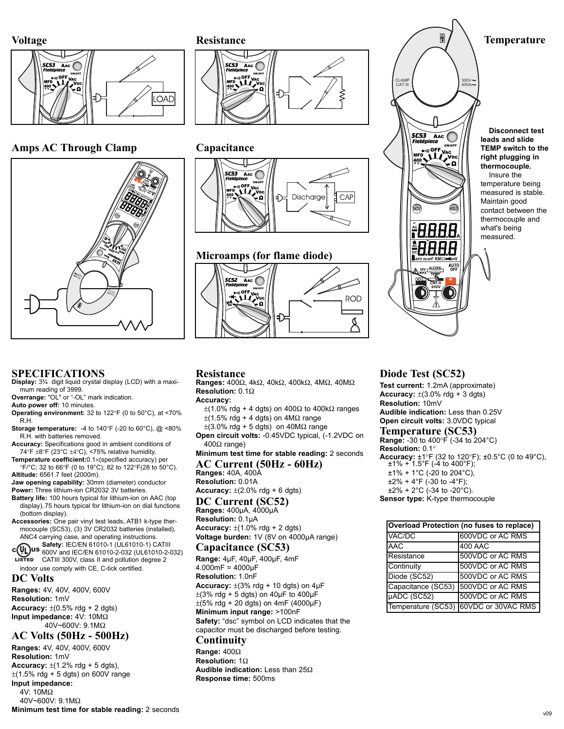## Voltage

## Resistance

## Temperature

**Disconnect test leads and slide TEMP switch to the right plugging in thermocouple.**

Insure the temperature being measured is stable. Maintain good contact between the thermocouple and what's being measured.

## Amps AC Through Clamp

## Capacitance

## Microamps (for flame diode)

# SPECIFICATIONS

**Display:** 3¾ digit liquid crystal display (LCD) with a maximum reading of 3999.

**Overrange:** "OL" or "-OL" mark indication.

**Auto power off:** 10 minutes.

**Operating environment:** 32 to 122°F (0 to 50°C), at <70% R.H.

**Storage temperature:** -4 to 140°F (-20 to 60°C), @ <80% R.H. with batteries removed.

**Accuracy:** Specifications good in ambient conditions of 74°F ±8°F (23°C ±4°C), <75% relative humidity.

**Temperature coefficient:** 0.1×(specified accuracy) per °F/°C; 32 to 66°F (0 to 19°C); 82 to 122°F(28 to 50°C).

**Altitude:** 6561.7 feet (2000m).

**Jaw opening capability:** 30mm (diameter) conductor

**Power:** Three lithium-ion CR2032 3V batteries.

**Battery life:** 100 hours typical for lithium-ion on AAC (top display), 75 hours typical for lithium-ion on dial functions (bottom display).

**Accessories:** One pair vinyl test leads, ATB1 k-type thermocouple (SC53), (3) 3V CR2032 batteries (installed), ANC4 carrying case, and operating instructions.

**Safety:** IEC/EN 61010-1 (UL61010-1) CATIII 600V and IEC/EN 61010-2-032 (UL61010-2-032) CATIII 300V, class II and pollution degree 2 indoor use comply with CE, C-tick certified.

## DC Volts

**Ranges:** 4V, 40V, 400V, 600V
**Resolution:** 1mV
**Accuracy:** ±(0.5% rdg + 2 dgts)
**Input impedance:** 4V: 10MΩ
40V~600V: 9.1MΩ

## AC Volts (50Hz - 500Hz)

**Ranges:** 4V, 40V, 400V, 600V
**Resolution:** 1mV
**Accuracy:** ±(1.2% rdg + 5 dgts),
±(1.5% rdg + 5 dgts) on 600V range
**Input impedance:**
4V: 10MΩ
40V~600V: 9.1MΩ
**Minimum test time for stable reading:** 2 seconds

## Resistance

**Ranges:** 400Ω, 4kΩ, 40kΩ, 400kΩ, 4MΩ, 40MΩ
**Resolution:** 0.1Ω
**Accuracy:**
±(1.0% rdg + 4 dgts) on 400Ω to 400kΩ ranges
±(1.5% rdg + 4 dgts) on 4MΩ range
±(3.0% rdg + 5 dgts) on 40MΩ range
**Open circuit volts:** -0.45VDC typical, (-1.2VDC on 400Ω range)
**Minimum test time for stable reading:** 2 seconds

## AC Current (50Hz - 60Hz)

**Ranges:** 40A, 400A
**Resolution:** 0.01A
**Accuracy:** ±(2.0% rdg + 6 dgts)

## DC Current (SC52)

**Ranges:** 400μA, 4000μA
**Resolution:** 0.1μA
**Accuracy:** ±(1.0% rdg + 2 dgts)
**Voltage burden:** 1V (8V on 4000μA range)

## Capacitance (SC53)

**Range:** 4μF, 40μF, 400μF, 4mF
4.000mF = 4000μF
**Resolution:** 1.0nF
**Accuracy:** ±(3% rdg + 10 dgts) on 4μF
±(3% rdg + 5 dgts) on 40μF to 400μF
±(5% rdg + 20 dgts) on 4mF (4000μF)
**Minimum input range:** >100nF
**Safety:** "dsc" symbol on LCD indicates that the capacitor must be discharged before testing.

## Continuity

**Range:** 400Ω
**Resolution:** 1Ω
**Audible indication:** Less than 25Ω
**Response time:** 500ms

## Diode Test (SC52)

**Test current:** 1.2mA (approximate)
**Accuracy:** ±(3.0% rdg + 3 dgts)
**Resolution:** 10mV
**Audible indication:** Less than 0.25V
**Open circuit volts:** 3.0VDC typical

## Temperature (SC53)

**Range:** -30 to 400°F (-34 to 204°C)
**Resolution:** 0.1°
**Accuracy:** ±1°F (32 to 120°F); ±0.5°C (0 to 49°C),
±1% + 1.5°F (-4 to 400°F);
±1% + 1°C (-20 to 204°C),
±2% + 4°F (-30 to -4°F);
±2% + 2°C (-34 to -20°C).
**Sensor type:** K-type thermocouple

| Overload Protection (no fuses to replace) | |
|---|---|
| VAC/DC | 600VDC or AC RMS |
| AAC | 400 AAC |
| Resistance | 500VDC or AC RMS |
| Continuity | 500VDC or AC RMS |
| Diode (SC52) | 500VDC or AC RMS |
| Capacitance (SC53) | 500VDC or AC RMS |
| μADC (SC52) | 500VDC or AC RMS |
| Temperature (SC53) | 60VDC or 30VAC RMS |

v09